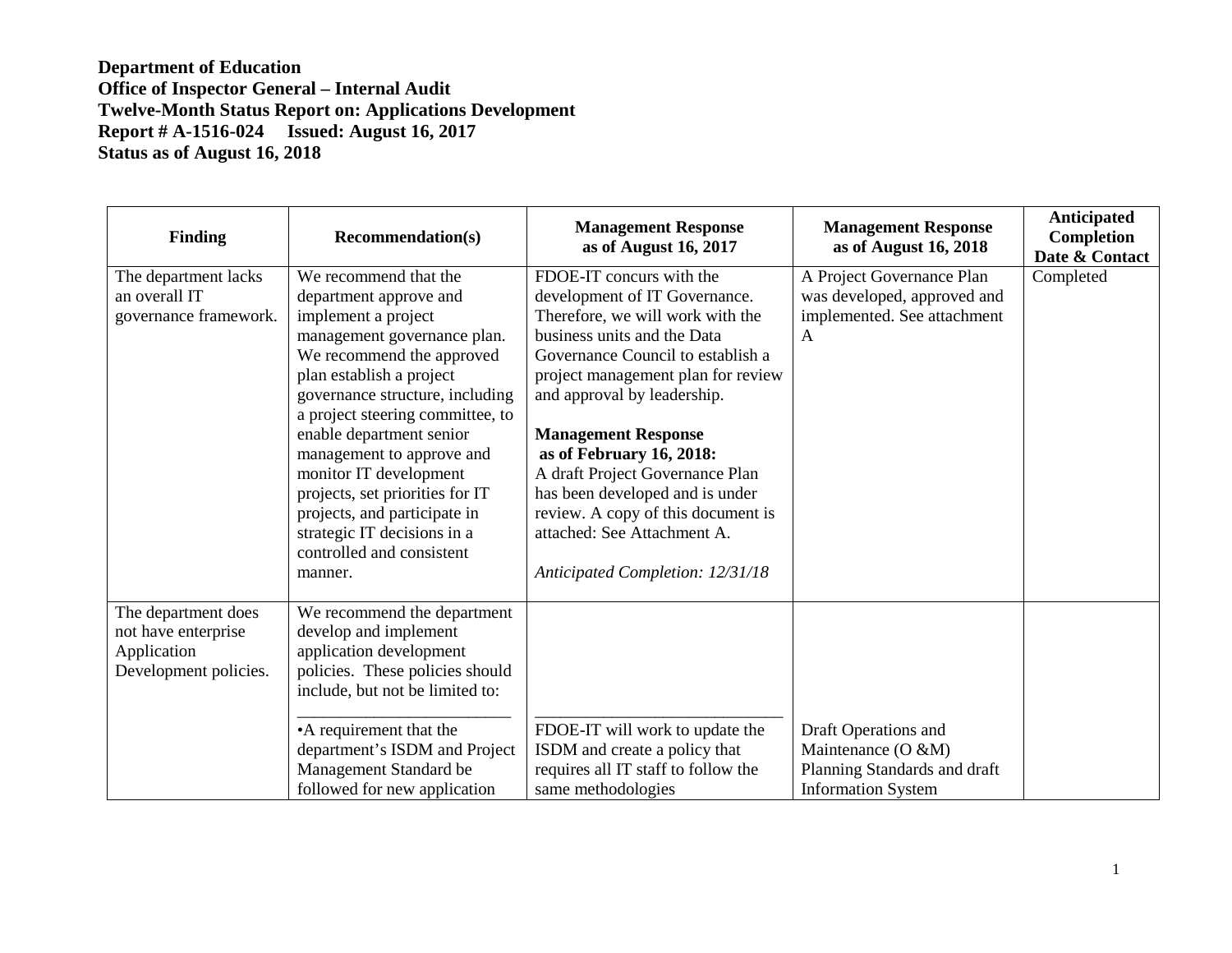**Department of Education**
**Office of Inspector General – Internal Audit**
**Twelve-Month Status Report on: Applications Development**
**Report # A-1516-024 Issued: August 16, 2017**
**Status as of August 16, 2018**

| Finding | Recommendation(s) | Management Response as of August 16, 2017 | Management Response as of August 16, 2018 | Anticipated Completion Date & Contact |
|---|---|---|---|---|
| The department lacks an overall IT governance framework. | We recommend that the department approve and implement a project management governance plan. We recommend the approved plan establish a project governance structure, including a project steering committee, to enable department senior management to approve and monitor IT development projects, set priorities for IT projects, and participate in strategic IT decisions in a controlled and consistent manner. | FDOE-IT concurs with the development of IT Governance. Therefore, we will work with the business units and the Data Governance Council to establish a project management plan for review and approval by leadership.<br><br>**Management Response as of February 16, 2018:**<br>A draft Project Governance Plan has been developed and is under review. A copy of this document is attached: See Attachment A.<br><br>*Anticipated Completion: 12/31/18* | A Project Governance Plan was developed, approved and implemented. See attachment A | Completed |
| The department does not have enterprise Application Development policies. | We recommend the department develop and implement application development policies. These policies should include, but not be limited to: | | | |
| | •A requirement that the department's ISDM and Project Management Standard be followed for new application | FDOE-IT will work to update the ISDM and create a policy that requires all IT staff to follow the same methodologies | Draft Operations and Maintenance (O &M) Planning Standards and draft Information System | |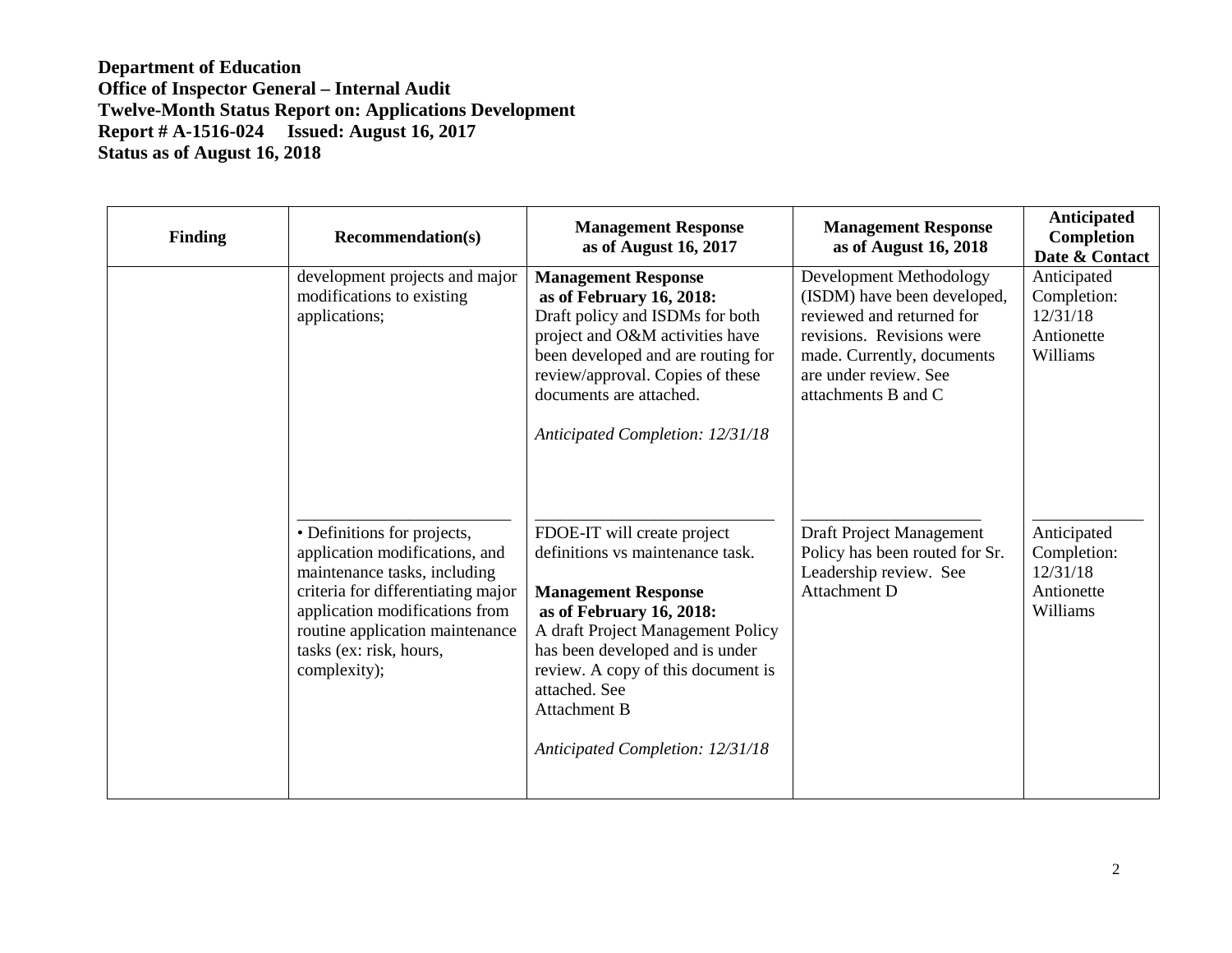**Department of Education**
**Office of Inspector General – Internal Audit**
**Twelve-Month Status Report on: Applications Development**
**Report # A-1516-024 Issued: August 16, 2017**
**Status as of August 16, 2018**

| Finding | Recommendation(s) | Management Response as of August 16, 2017 | Management Response as of August 16, 2018 | Anticipated Completion Date & Contact |
|---|---|---|---|---|
| | development projects and major modifications to existing applications; | **Management Response as of February 16, 2018:** Draft policy and ISDMs for both project and O&M activities have been developed and are routing for review/approval. Copies of these documents are attached. *Anticipated Completion: 12/31/18* | Development Methodology (ISDM) have been developed, reviewed and returned for revisions. Revisions were made. Currently, documents are under review. See attachments B and C | Anticipated Completion: 12/31/18 Antionette Williams |
| | • Definitions for projects, application modifications, and maintenance tasks, including criteria for differentiating major application modifications from routine application maintenance tasks (ex: risk, hours, complexity); | FDOE-IT will create project definitions vs maintenance task. **Management Response as of February 16, 2018:** A draft Project Management Policy has been developed and is under review. A copy of this document is attached. See Attachment B *Anticipated Completion: 12/31/18* | Draft Project Management Policy has been routed for Sr. Leadership review. See Attachment D | Anticipated Completion: 12/31/18 Antionette Williams |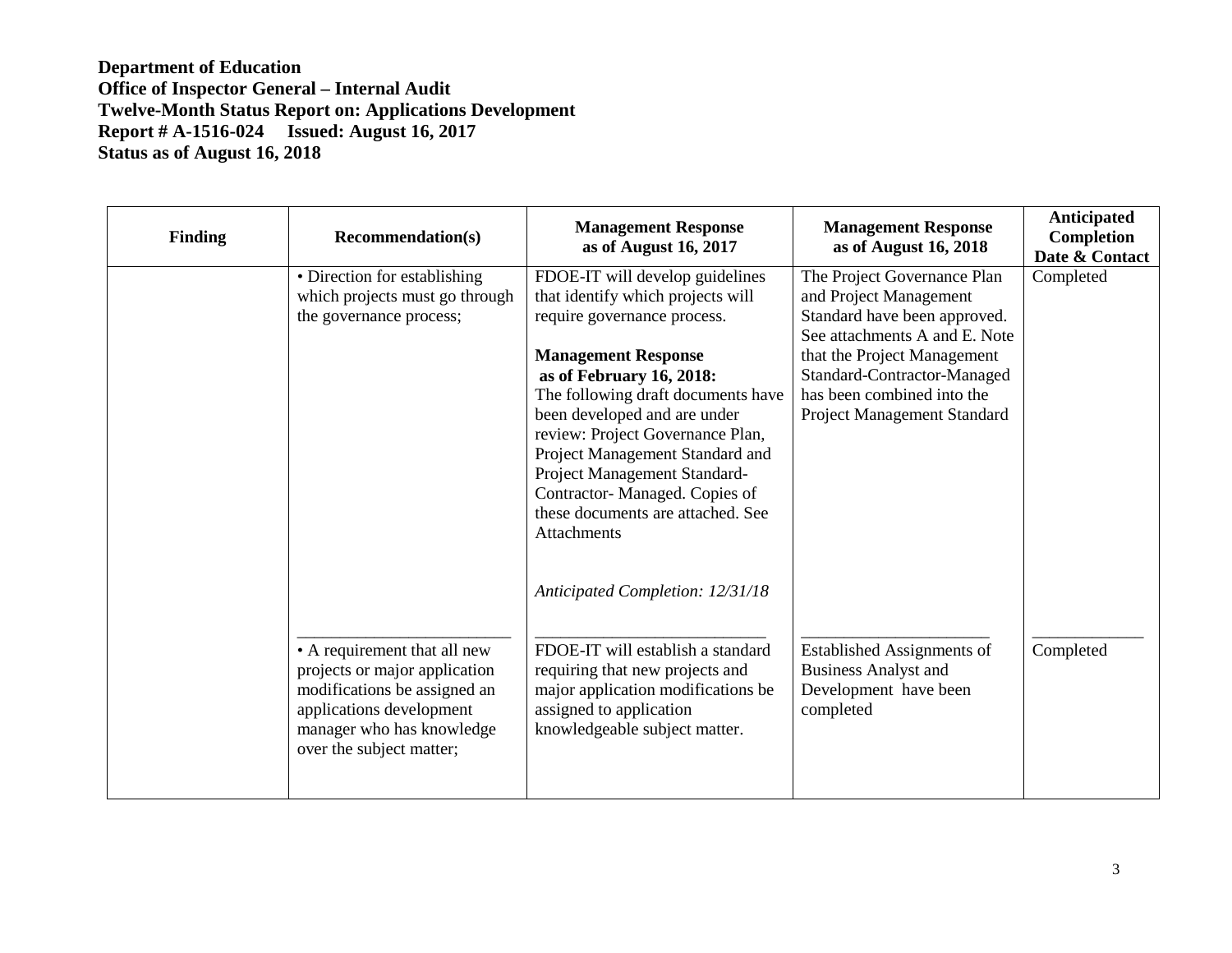**Department of Education**
**Office of Inspector General – Internal Audit**
**Twelve-Month Status Report on: Applications Development**
**Report # A-1516-024 Issued: August 16, 2017**
**Status as of August 16, 2018**

| Finding | Recommendation(s) | Management Response as of August 16, 2017 | Management Response as of August 16, 2018 | Anticipated Completion Date & Contact |
|---|---|---|---|---|
| | • Direction for establishing which projects must go through the governance process; | FDOE-IT will develop guidelines that identify which projects will require governance process.<br><br>**Management Response as of February 16, 2018:**<br>The following draft documents have been developed and are under review: Project Governance Plan, Project Management Standard and Project Management Standard-Contractor- Managed. Copies of these documents are attached. See Attachments<br><br>*Anticipated Completion: 12/31/18* | The Project Governance Plan and Project Management Standard have been approved. See attachments A and E. Note that the Project Management Standard-Contractor-Managed has been combined into the Project Management Standard | Completed |
| | • A requirement that all new projects or major application modifications be assigned an applications development manager who has knowledge over the subject matter; | FDOE-IT will establish a standard requiring that new projects and major application modifications be assigned to application knowledgeable subject matter. | Established Assignments of Business Analyst and Development have been completed | Completed |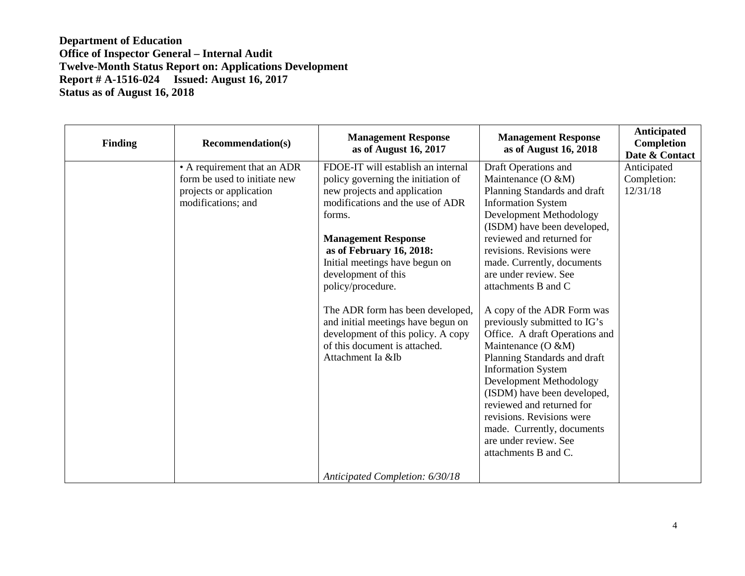**Department of Education**
**Office of Inspector General – Internal Audit**
**Twelve-Month Status Report on: Applications Development**
**Report # A-1516-024 Issued: August 16, 2017**
**Status as of August 16, 2018**

| Finding | Recommendation(s) | Management Response as of August 16, 2017 | Management Response as of August 16, 2018 | Anticipated Completion Date & Contact |
|---|---|---|---|---|
| | • A requirement that an ADR form be used to initiate new projects or application modifications; and | FDOE-IT will establish an internal policy governing the initiation of new projects and application modifications and the use of ADR forms.<br><br>**Management Response as of February 16, 2018:**<br>Initial meetings have begun on development of this policy/procedure.<br><br>The ADR form has been developed, and initial meetings have begun on development of this policy. A copy of this document is attached. Attachment Ia &Ib<br><br>*Anticipated Completion: 6/30/18* | Draft Operations and Maintenance (O &M) Planning Standards and draft Information System Development Methodology (ISDM) have been developed, reviewed and returned for revisions. Revisions were made. Currently, documents are under review. See attachments B and C<br><br>A copy of the ADR Form was previously submitted to IG's Office. A draft Operations and Maintenance (O &M) Planning Standards and draft Information System Development Methodology (ISDM) have been developed, reviewed and returned for revisions. Revisions were made. Currently, documents are under review. See attachments B and C. | Anticipated Completion: 12/31/18 |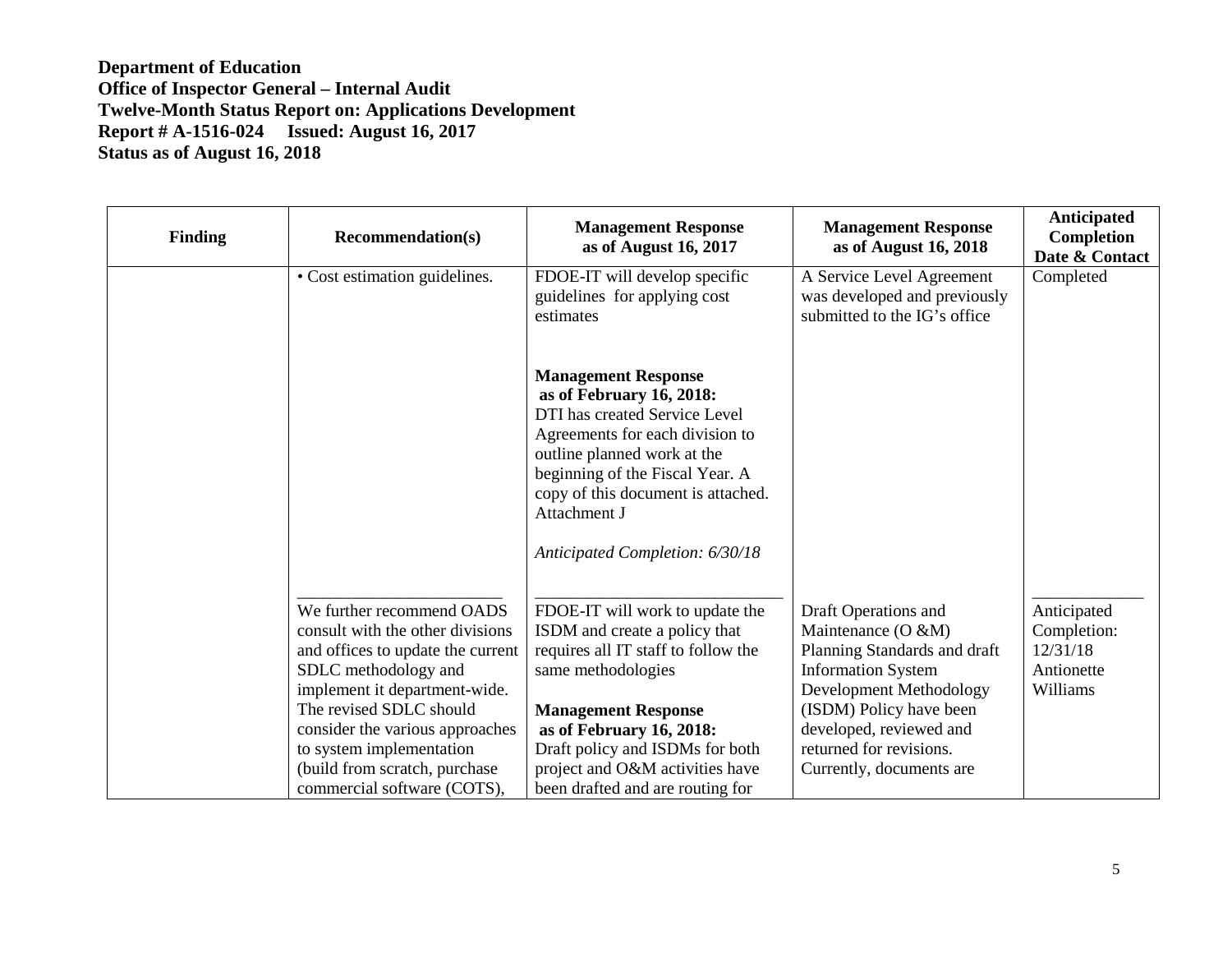**Department of Education**
**Office of Inspector General – Internal Audit**
**Twelve-Month Status Report on: Applications Development**
**Report # A-1516-024 Issued: August 16, 2017**
**Status as of August 16, 2018**

| Finding | Recommendation(s) | Management Response as of August 16, 2017 | Management Response as of August 16, 2018 | Anticipated Completion Date & Contact |
|---|---|---|---|---|
| | • Cost estimation guidelines. | FDOE-IT will develop specific guidelines for applying cost estimates<br><br>**Management Response as of February 16, 2018:**<br>DTI has created Service Level Agreements for each division to outline planned work at the beginning of the Fiscal Year. A copy of this document is attached. Attachment J<br><br>*Anticipated Completion: 6/30/18* | A Service Level Agreement was developed and previously submitted to the IG's office | Completed |
| | We further recommend OADS consult with the other divisions and offices to update the current SDLC methodology and implement it department-wide. The revised SDLC should consider the various approaches to system implementation (build from scratch, purchase commercial software (COTS), | FDOE-IT will work to update the ISDM and create a policy that requires all IT staff to follow the same methodologies<br><br>**Management Response as of February 16, 2018:**<br>Draft policy and ISDMs for both project and O&M activities have been drafted and are routing for | Draft Operations and Maintenance (O &M) Planning Standards and draft Information System Development Methodology (ISDM) Policy have been developed, reviewed and returned for revisions. Currently, documents are | Anticipated Completion: 12/31/18 Antionette Williams |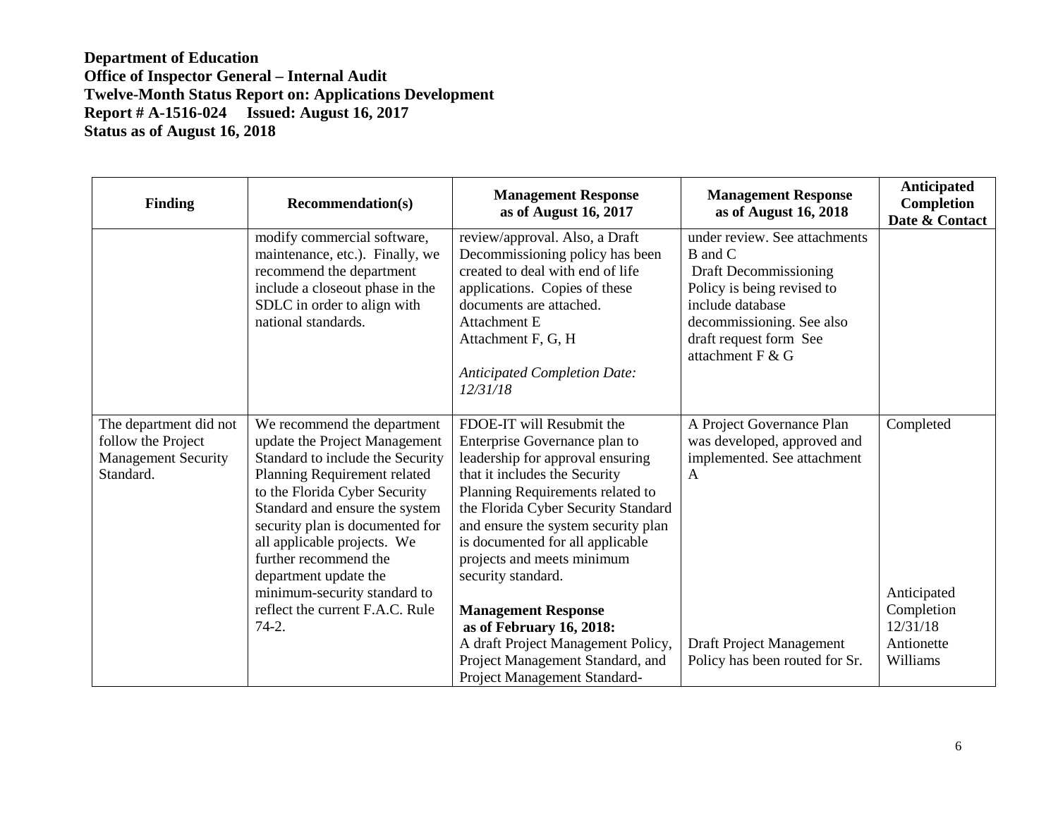**Department of Education**
**Office of Inspector General – Internal Audit**
**Twelve-Month Status Report on: Applications Development**
**Report # A-1516-024 Issued: August 16, 2017**
**Status as of August 16, 2018**

| Finding | Recommendation(s) | Management Response as of August 16, 2017 | Management Response as of August 16, 2018 | Anticipated Completion Date & Contact |
|---|---|---|---|---|
| | modify commercial software, maintenance, etc.). Finally, we recommend the department include a closeout phase in the SDLC in order to align with national standards. | review/approval. Also, a Draft Decommissioning policy has been created to deal with end of life applications. Copies of these documents are attached. Attachment E Attachment F, G, H *Anticipated Completion Date: 12/31/18* | under review. See attachments B and C Draft Decommissioning Policy is being revised to include database decommissioning. See also draft request form See attachment F & G | |
| The department did not follow the Project Management Security Standard. | We recommend the department update the Project Management Standard to include the Security Planning Requirement related to the Florida Cyber Security Standard and ensure the system security plan is documented for all applicable projects. We further recommend the department update the minimum-security standard to reflect the current F.A.C. Rule 74-2. | FDOE-IT will Resubmit the Enterprise Governance plan to leadership for approval ensuring that it includes the Security Planning Requirements related to the Florida Cyber Security Standard and ensure the system security plan is documented for all applicable projects and meets minimum security standard. | A Project Governance Plan was developed, approved and implemented. See attachment A | Completed |
| | | **Management Response as of February 16, 2018:** A draft Project Management Policy, Project Management Standard, and Project Management Standard- | Draft Project Management Policy has been routed for Sr. | Anticipated Completion 12/31/18 Antionette Williams |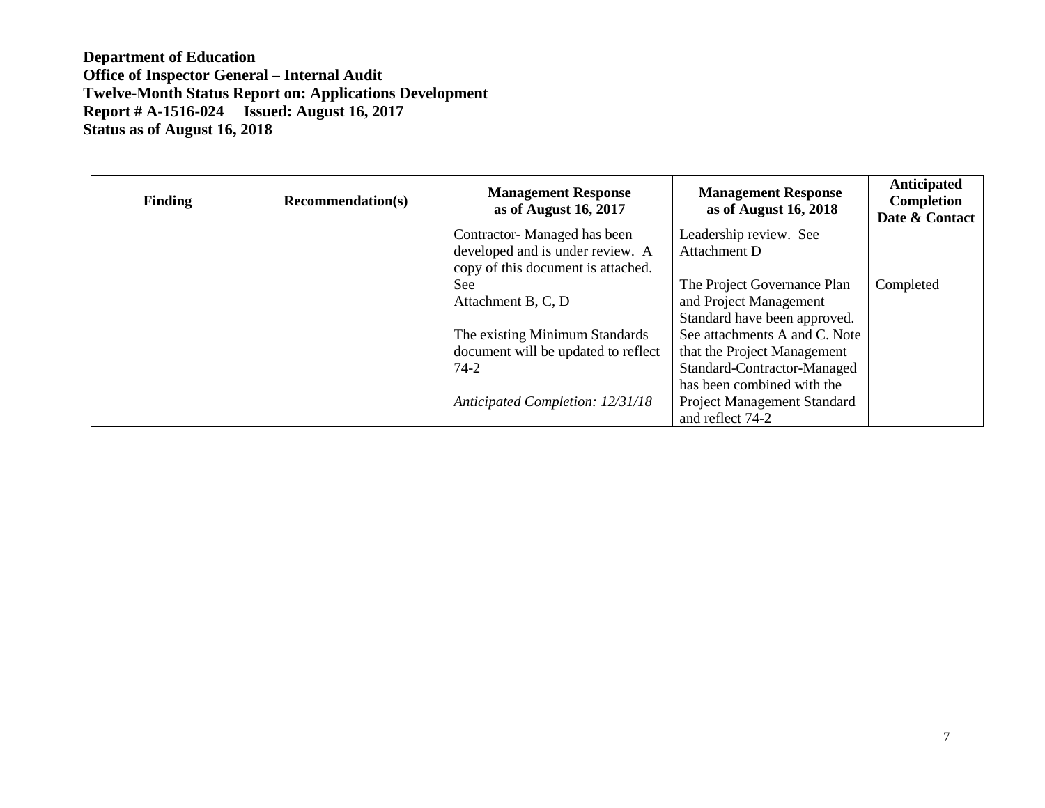**Department of Education**
**Office of Inspector General – Internal Audit**
**Twelve-Month Status Report on: Applications Development**
**Report # A-1516-024 Issued: August 16, 2017**
**Status as of August 16, 2018**

| Finding | Recommendation(s) | Management Response as of August 16, 2017 | Management Response as of August 16, 2018 | Anticipated Completion Date & Contact |
|---|---|---|---|---|
| | | Contractor- Managed has been developed and is under review. A copy of this document is attached. See Attachment B, C, D<br><br>The existing Minimum Standards document will be updated to reflect 74-2<br><br>*Anticipated Completion: 12/31/18* | Leadership review. See Attachment D<br><br>The Project Governance Plan and Project Management Standard have been approved. See attachments A and C. Note that the Project Management Standard-Contractor-Managed has been combined with the Project Management Standard and reflect 74-2 | Completed |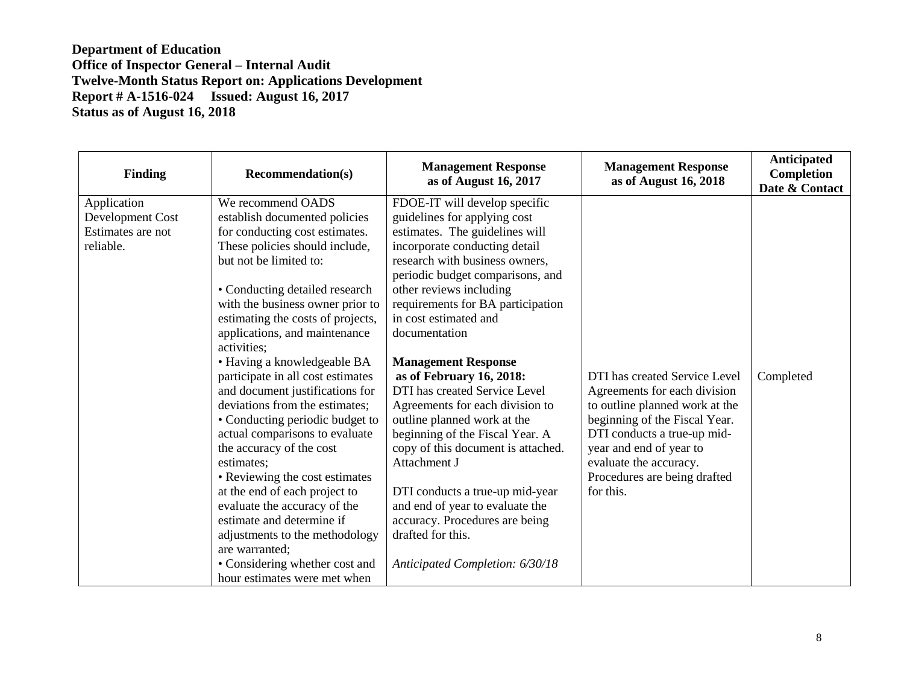**Department of Education**
**Office of Inspector General – Internal Audit**
**Twelve-Month Status Report on: Applications Development**
**Report # A-1516-024 Issued: August 16, 2017**
**Status as of August 16, 2018**

| Finding | Recommendation(s) | Management Response as of August 16, 2017 | Management Response as of August 16, 2018 | Anticipated Completion Date & Contact |
|---|---|---|---|---|
| Application Development Cost Estimates are not reliable. | We recommend OADS establish documented policies for conducting cost estimates. These policies should include, but not be limited to:<br><br>• Conducting detailed research with the business owner prior to estimating the costs of projects, applications, and maintenance activities;<br>• Having a knowledgeable BA participate in all cost estimates and document justifications for deviations from the estimates;<br>• Conducting periodic budget to actual comparisons to evaluate the accuracy of the cost estimates;<br>• Reviewing the cost estimates at the end of each project to evaluate the accuracy of the estimate and determine if adjustments to the methodology are warranted;<br>• Considering whether cost and hour estimates were met when | FDOE-IT will develop specific guidelines for applying cost estimates. The guidelines will incorporate conducting detail research with business owners, periodic budget comparisons, and other reviews including requirements for BA participation in cost estimated and documentation<br><br>**Management Response as of February 16, 2018:**<br>DTI has created Service Level Agreements for each division to outline planned work at the beginning of the Fiscal Year. A copy of this document is attached. Attachment J<br><br>DTI conducts a true-up mid-year and end of year to evaluate the accuracy. Procedures are being drafted for this.<br><br>*Anticipated Completion: 6/30/18* | DTI has created Service Level Agreements for each division to outline planned work at the beginning of the Fiscal Year. DTI conducts a true-up mid-year and end of year to evaluate the accuracy. Procedures are being drafted for this. | Completed |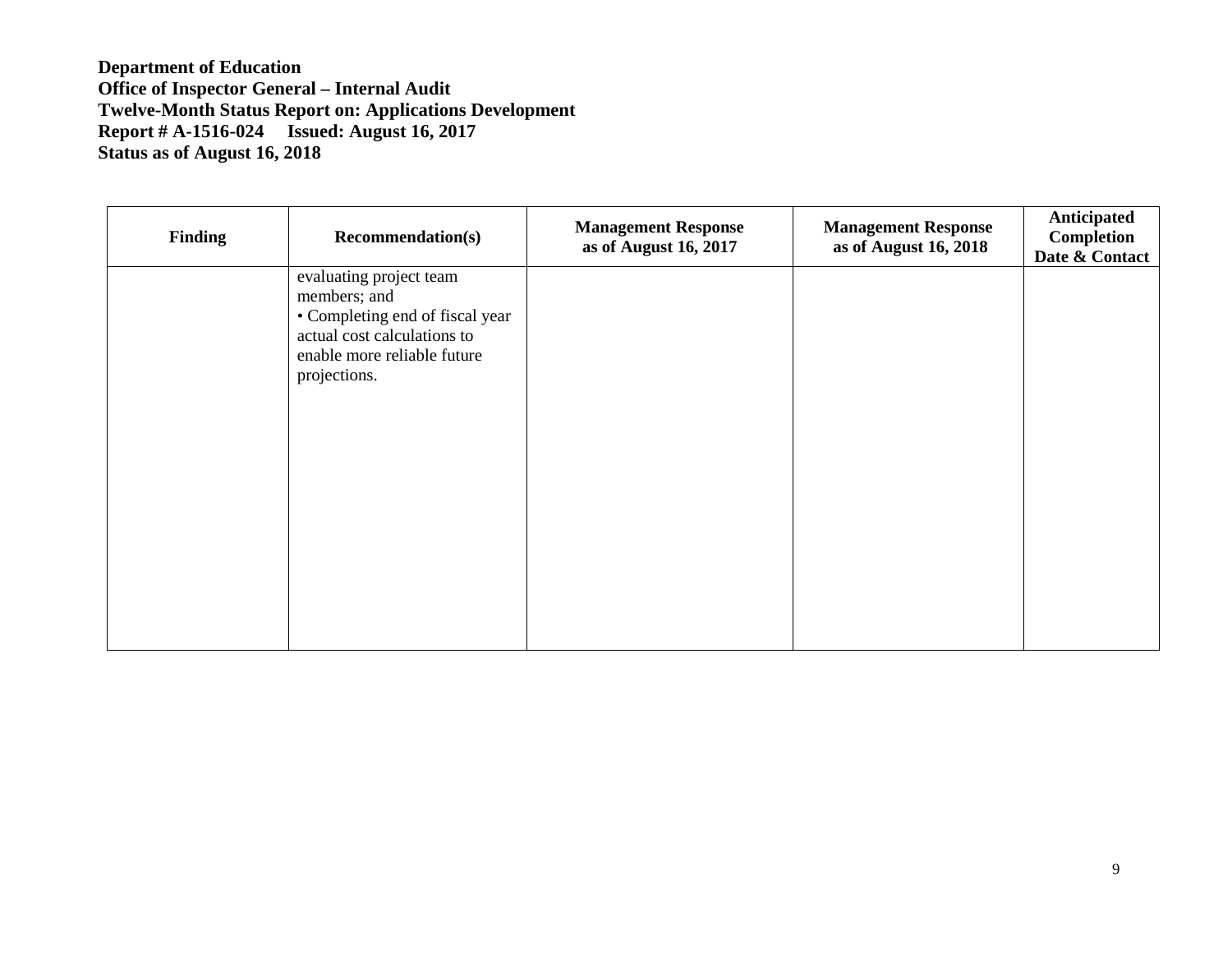**Department of Education**
**Office of Inspector General – Internal Audit**
**Twelve-Month Status Report on: Applications Development**
**Report # A-1516-024 Issued: August 16, 2017**
**Status as of August 16, 2018**

| Finding | Recommendation(s) | Management Response as of August 16, 2017 | Management Response as of August 16, 2018 | Anticipated Completion Date & Contact |
|---|---|---|---|---|
| | evaluating project team members; and<br>• Completing end of fiscal year actual cost calculations to enable more reliable future projections. | | | |